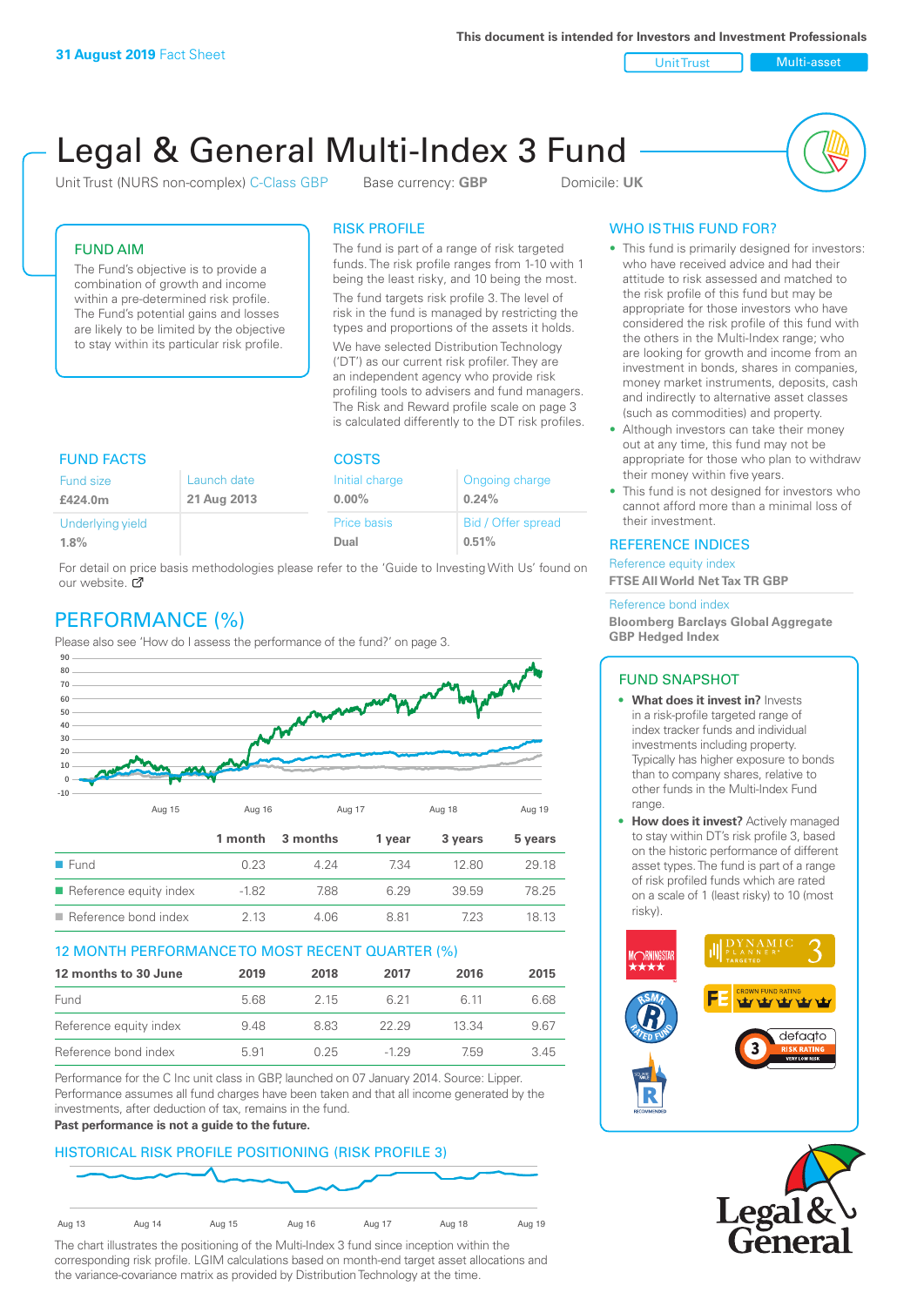**31 August 2019** Fact Sheet

This document is intended for Investors and Investment Professionals

Unit Trust | Multi-asset

# Legal & General Multi-Index 3 Fund

Unit Trust (NURS non-complex) C-Class GBP    Base currency: **GBP**    Domicile: **UK**

## FUND AIM

The Fund's objective is to provide a combination of growth and income within a pre-determined risk profile. The Fund's potential gains and losses are likely to be limited by the objective to stay within its particular risk profile.

## RISK PROFILE

The fund is part of a range of risk targeted funds. The risk profile ranges from 1-10 with 1 being the least risky, and 10 being the most.

The fund targets risk profile 3. The level of risk in the fund is managed by restricting the types and proportions of the assets it holds.

We have selected Distribution Technology ('DT') as our current risk profiler. They are an independent agency who provide risk profiling tools to advisers and fund managers. The Risk and Reward profile scale on page 3 is calculated differently to the DT risk profiles.

## WHO IS THIS FUND FOR?

- This fund is primarily designed for investors: who have received advice and had their attitude to risk assessed and matched to the risk profile of this fund but may be appropriate for those investors who have considered the risk profile of this fund with the others in the Multi-Index range; who are looking for growth and income from an investment in bonds, shares in companies, money market instruments, deposits, cash and indirectly to alternative asset classes (such as commodities) and property.
- Although investors can take their money out at any time, this fund may not be appropriate for those who plan to withdraw their money within five years.
- This fund is not designed for investors who cannot afford more than a minimal loss of their investment.

## FUND FACTS

| Fund size | Launch date |
|---|---|
| **£424.0m** | **21 Aug 2013** |
| Underlying yield | |
| **1.8%** | |

## COSTS

| Initial charge | Ongoing charge |
|---|---|
| **0.00%** | **0.24%** |
| Price basis | Bid / Offer spread |
| **Dual** | **0.51%** |

For detail on price basis methodologies please refer to the 'Guide to Investing With Us' found on our website.

## REFERENCE INDICES

Reference equity index
**FTSE All World Net Tax TR GBP**

Reference bond index
**Bloomberg Barclays Global Aggregate GBP Hedged Index**

## PERFORMANCE (%)

Please also see 'How do I assess the performance of the fund?' on page 3.

90
80
70
60
50
40
30
20
10
0
-10
Aug 15 Aug 16 Aug 17 Aug 18 Aug 19

| | 1 month | 3 months | 1 year | 3 years | 5 years |
|---|---|---|---|---|---|
| Fund | 0.23 | 4.24 | 7.34 | 12.80 | 29.18 |
| Reference equity index | -1.82 | 7.88 | 6.29 | 39.59 | 78.25 |
| Reference bond index | 2.13 | 4.06 | 8.81 | 7.23 | 18.13 |

## 12 MONTH PERFORMANCE TO MOST RECENT QUARTER (%)

| 12 months to 30 June | 2019 | 2018 | 2017 | 2016 | 2015 |
|---|---|---|---|---|---|
| Fund | 5.68 | 2.15 | 6.21 | 6.11 | 6.68 |
| Reference equity index | 9.48 | 8.83 | 22.29 | 13.34 | 9.67 |
| Reference bond index | 5.91 | 0.25 | -1.29 | 7.59 | 3.45 |

Performance for the C Inc unit class in GBP, launched on 07 January 2014. Source: Lipper. Performance assumes all fund charges have been taken and that all income generated by the investments, after deduction of tax, remains in the fund.
**Past performance is not a guide to the future.**

## HISTORICAL RISK PROFILE POSITIONING (RISK PROFILE 3)

Aug 13 Aug 14 Aug 15 Aug 16 Aug 17 Aug 18 Aug 19

The chart illustrates the positioning of the Multi-Index 3 fund since inception within the corresponding risk profile. LGIM calculations based on month-end target asset allocations and the variance-covariance matrix as provided by Distribution Technology at the time.

## FUND SNAPSHOT

- **What does it invest in?** Invests in a risk-profile targeted range of index tracker funds and individual investments including property. Typically has higher exposure to bonds than to company shares, relative to other funds in the Multi-Index Fund range.
- **How does it invest?** Actively managed to stay within DT's risk profile 3, based on the historic performance of different asset types. The fund is part of a range of risk profiled funds which are rated on a scale of 1 (least risky) to 10 (most risky).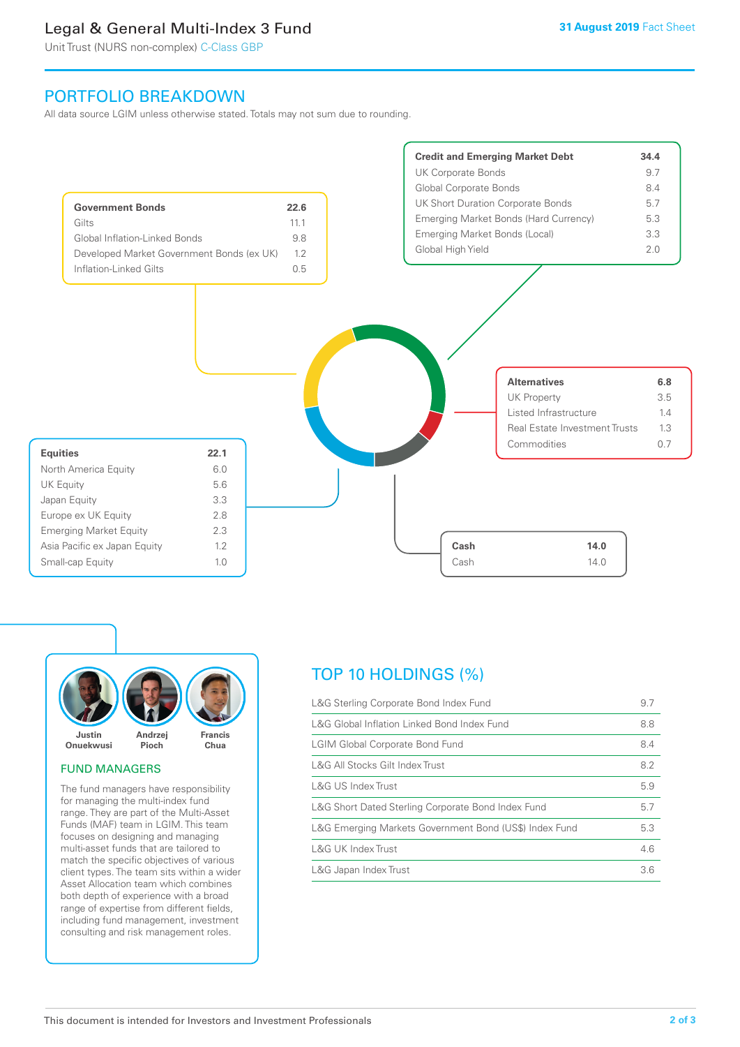# Legal & General Multi-Index 3 Fund

Unit Trust (NURS non-complex) C-Class GBP

31 August 2019 Fact Sheet

## PORTFOLIO BREAKDOWN

All data source LGIM unless otherwise stated. Totals may not sum due to rounding.

| Government Bonds | 22.6 |
|---|---|
| Gilts | 11.1 |
| Global Inflation-Linked Bonds | 9.8 |
| Developed Market Government Bonds (ex UK) | 1.2 |
| Inflation-Linked Gilts | 0.5 |

| Credit and Emerging Market Debt | 34.4 |
|---|---|
| UK Corporate Bonds | 9.7 |
| Global Corporate Bonds | 8.4 |
| UK Short Duration Corporate Bonds | 5.7 |
| Emerging Market Bonds (Hard Currency) | 5.3 |
| Emerging Market Bonds (Local) | 3.3 |
| Global High Yield | 2.0 |

| Alternatives | 6.8 |
|---|---|
| UK Property | 3.5 |
| Listed Infrastructure | 1.4 |
| Real Estate Investment Trusts | 1.3 |
| Commodities | 0.7 |

| Equities | 22.1 |
|---|---|
| North America Equity | 6.0 |
| UK Equity | 5.6 |
| Japan Equity | 3.3 |
| Europe ex UK Equity | 2.8 |
| Emerging Market Equity | 2.3 |
| Asia Pacific ex Japan Equity | 1.2 |
| Small-cap Equity | 1.0 |

| Cash | 14.0 |
|---|---|
| Cash | 14.0 |

Justin Onuekwusi, Andrzej Pioch, Francis Chua

### FUND MANAGERS

The fund managers have responsibility for managing the multi-index fund range. They are part of the Multi-Asset Funds (MAF) team in LGIM. This team focuses on designing and managing multi-asset funds that are tailored to match the specific objectives of various client types. The team sits within a wider Asset Allocation team which combines both depth of experience with a broad range of expertise from different fields, including fund management, investment consulting and risk management roles.

## TOP 10 HOLDINGS (%)

| | |
|---|---|
| L&G Sterling Corporate Bond Index Fund | 9.7 |
| L&G Global Inflation Linked Bond Index Fund | 8.8 |
| LGIM Global Corporate Bond Fund | 8.4 |
| L&G All Stocks Gilt Index Trust | 8.2 |
| L&G US Index Trust | 5.9 |
| L&G Short Dated Sterling Corporate Bond Index Fund | 5.7 |
| L&G Emerging Markets Government Bond (US$) Index Fund | 5.3 |
| L&G UK Index Trust | 4.6 |
| L&G Japan Index Trust | 3.6 |

This document is intended for Investors and Investment Professionals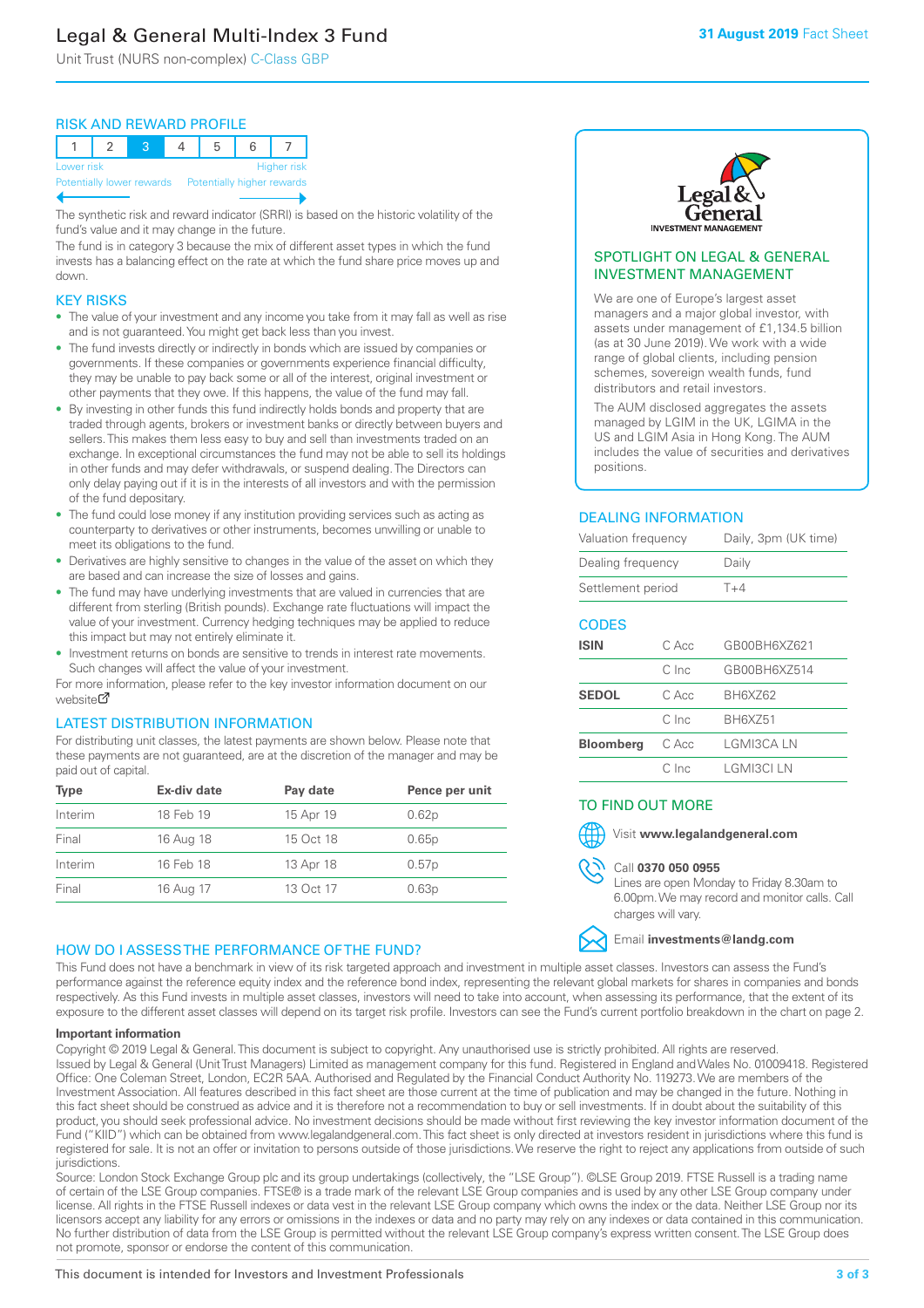# Legal & General Multi-Index 3 Fund

Unit Trust (NURS non-complex) C-Class GBP

31 August 2019 Fact Sheet

## RISK AND REWARD PROFILE

| 1 | 2 | 3 | 4 | 5 | 6 | 7 |
|---|---|---|---|---|---|---|

Lower risk — Higher risk

Potentially lower rewards — Potentially higher rewards

The synthetic risk and reward indicator (SRRI) is based on the historic volatility of the fund's value and it may change in the future.

The fund is in category 3 because the mix of different asset types in which the fund invests has a balancing effect on the rate at which the fund share price moves up and down.

## KEY RISKS

- The value of your investment and any income you take from it may fall as well as rise and is not guaranteed. You might get back less than you invest.
- The fund invests directly or indirectly in bonds which are issued by companies or governments. If these companies or governments experience financial difficulty, they may be unable to pay back some or all of the interest, original investment or other payments that they owe. If this happens, the value of the fund may fall.
- By investing in other funds this fund indirectly holds bonds and property that are traded through agents, brokers or investment banks or directly between buyers and sellers. This makes them less easy to buy and sell than investments traded on an exchange. In exceptional circumstances the fund may not be able to sell its holdings in other funds and may defer withdrawals, or suspend dealing. The Directors can only delay paying out if it is in the interests of all investors and with the permission of the fund depositary.
- The fund could lose money if any institution providing services such as acting as counterparty to derivatives or other instruments, becomes unwilling or unable to meet its obligations to the fund.
- Derivatives are highly sensitive to changes in the value of the asset on which they are based and can increase the size of losses and gains.
- The fund may have underlying investments that are valued in currencies that are different from sterling (British pounds). Exchange rate fluctuations will impact the value of your investment. Currency hedging techniques may be applied to reduce this impact but may not entirely eliminate it.
- Investment returns on bonds are sensitive to trends in interest rate movements. Such changes will affect the value of your investment.

For more information, please refer to the key investor information document on our website

## LATEST DISTRIBUTION INFORMATION

For distributing unit classes, the latest payments are shown below. Please note that these payments are not guaranteed, are at the discretion of the manager and may be paid out of capital.

| Type | Ex-div date | Pay date | Pence per unit |
|---|---|---|---|
| Interim | 18 Feb 19 | 15 Apr 19 | 0.62p |
| Final | 16 Aug 18 | 15 Oct 18 | 0.65p |
| Interim | 16 Feb 18 | 13 Apr 18 | 0.57p |
| Final | 16 Aug 17 | 13 Oct 17 | 0.63p |

## SPOTLIGHT ON LEGAL & GENERAL INVESTMENT MANAGEMENT

We are one of Europe's largest asset managers and a major global investor, with assets under management of £1,134.5 billion (as at 30 June 2019). We work with a wide range of global clients, including pension schemes, sovereign wealth funds, fund distributors and retail investors.

The AUM disclosed aggregates the assets managed by LGIM in the UK, LGIMA in the US and LGIM Asia in Hong Kong. The AUM includes the value of securities and derivatives positions.

## DEALING INFORMATION

| | |
|---|---|
| Valuation frequency | Daily, 3pm (UK time) |
| Dealing frequency | Daily |
| Settlement period | T+4 |

## CODES

| | | |
|---|---|---|
| **ISIN** | C Acc | GB00BH6XZ621 |
| | C Inc | GB00BH6XZ514 |
| **SEDOL** | C Acc | BH6XZ62 |
| | C Inc | BH6XZ51 |
| **Bloomberg** | C Acc | LGMI3CA LN |
| | C Inc | LGMI3CI LN |

## TO FIND OUT MORE

Visit **www.legalandgeneral.com**

Call **0370 050 0955**
Lines are open Monday to Friday 8.30am to 6.00pm. We may record and monitor calls. Call charges will vary.

Email **investments@landg.com**

## HOW DO I ASSESS THE PERFORMANCE OF THE FUND?

This Fund does not have a benchmark in view of its risk targeted approach and investment in multiple asset classes. Investors can assess the Fund's performance against the reference equity index and the reference bond index, representing the relevant global markets for shares in companies and bonds respectively. As this Fund invests in multiple asset classes, investors will need to take into account, when assessing its performance, that the extent of its exposure to the different asset classes will depend on its target risk profile. Investors can see the Fund's current portfolio breakdown in the chart on page 2.

### Important information

Copyright © 2019 Legal & General. This document is subject to copyright. Any unauthorised use is strictly prohibited. All rights are reserved. Issued by Legal & General (Unit Trust Managers) Limited as management company for this fund. Registered in England and Wales No. 01009418. Registered Office: One Coleman Street, London, EC2R 5AA. Authorised and Regulated by the Financial Conduct Authority No. 119273. We are members of the Investment Association. All features described in this fact sheet are those current at the time of publication and may be changed in the future. Nothing in this fact sheet should be construed as advice and it is therefore not a recommendation to buy or sell investments. If in doubt about the suitability of this product, you should seek professional advice. No investment decisions should be made without first reviewing the key investor information document of the Fund ("KIID") which can be obtained from www.legalandgeneral.com. This fact sheet is only directed at investors resident in jurisdictions where this fund is registered for sale. It is not an offer or invitation to persons outside of those jurisdictions. We reserve the right to reject any applications from outside of such jurisdictions.

Source: London Stock Exchange Group plc and its group undertakings (collectively, the "LSE Group"). ©LSE Group 2019. FTSE Russell is a trading name of certain of the LSE Group companies. FTSE® is a trade mark of the relevant LSE Group companies and is used by any other LSE Group company under license. All rights in the FTSE Russell indexes or data vest in the relevant LSE Group company which owns the index or the data. Neither LSE Group nor its licensors accept any liability for any errors or omissions in the indexes or data and no party may rely on any indexes or data contained in this communication. No further distribution of data from the LSE Group is permitted without the relevant LSE Group company's express written consent. The LSE Group does not promote, sponsor or endorse the content of this communication.

This document is intended for Investors and Investment Professionals